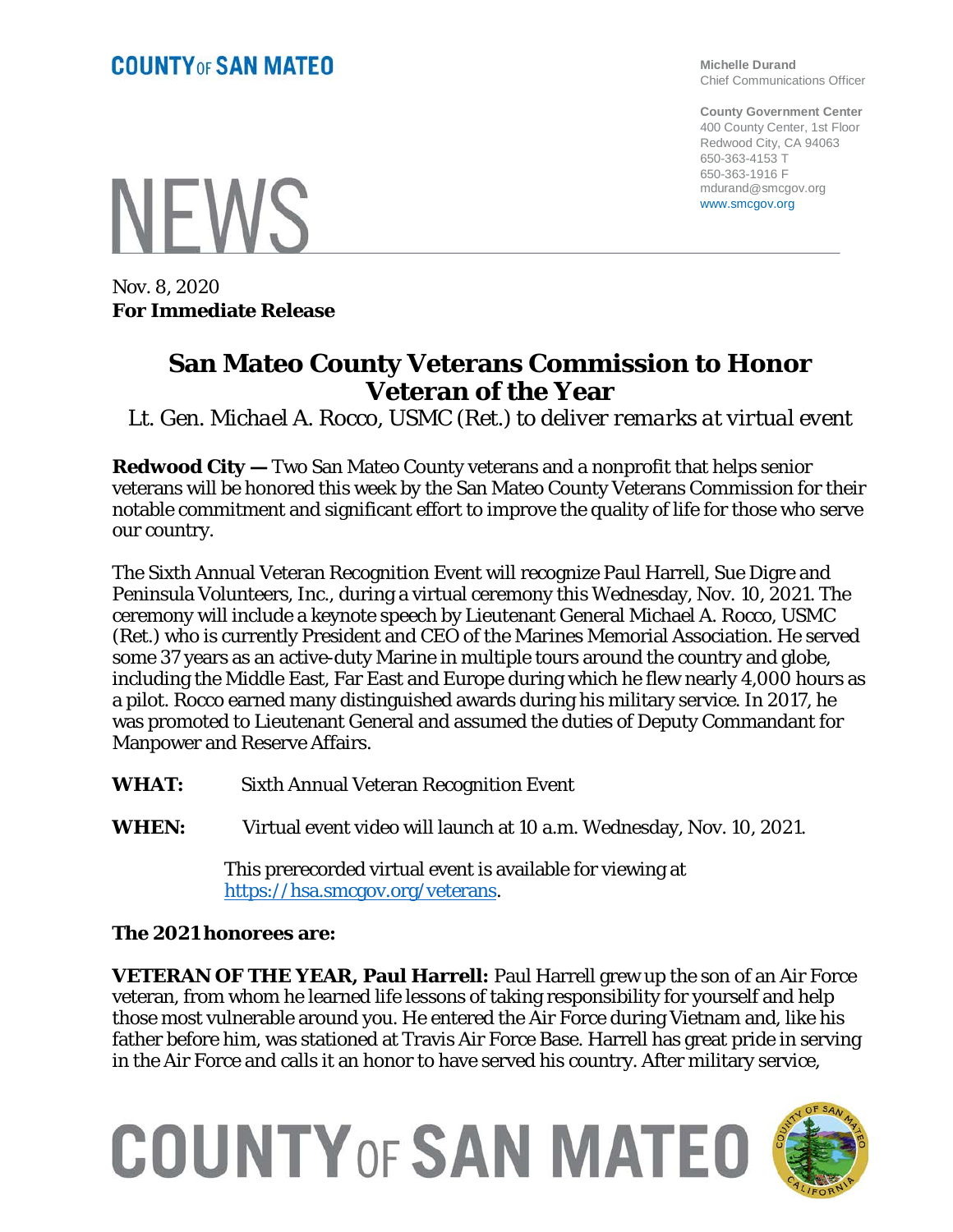**COUNTY OF SAN MATEO**

**Michelle Durand**
Chief Communications Officer

**County Government Center**
400 County Center, 1st Floor
Redwood City, CA 94063
650-363-4153 T
650-363-1916 F
mdurand@smcgov.org
www.smcgov.org

# NEWS

Nov. 8, 2020
**For Immediate Release**

## San Mateo County Veterans Commission to Honor Veteran of the Year

*Lt. Gen. Michael A. Rocco, USMC (Ret.) to deliver remarks at virtual event*

**Redwood City —** Two San Mateo County veterans and a nonprofit that helps senior veterans will be honored this week by the San Mateo County Veterans Commission for their notable commitment and significant effort to improve the quality of life for those who serve our country.

The Sixth Annual Veteran Recognition Event will recognize Paul Harrell, Sue Digre and Peninsula Volunteers, Inc., during a virtual ceremony this Wednesday, Nov. 10, 2021. The ceremony will include a keynote speech by Lieutenant General Michael A. Rocco, USMC (Ret.) who is currently President and CEO of the Marines Memorial Association. He served some 37 years as an active-duty Marine in multiple tours around the country and globe, including the Middle East, Far East and Europe during which he flew nearly 4,000 hours as a pilot. Rocco earned many distinguished awards during his military service. In 2017, he was promoted to Lieutenant General and assumed the duties of Deputy Commandant for Manpower and Reserve Affairs.

**WHAT:** Sixth Annual Veteran Recognition Event

**WHEN:** Virtual event video will launch at 10 a.m. Wednesday, Nov. 10, 2021.

This prerecorded virtual event is available for viewing at https://hsa.smcgov.org/veterans.

**The 2021 honorees are:**

**VETERAN OF THE YEAR, Paul Harrell:** Paul Harrell grew up the son of an Air Force veteran, from whom he learned life lessons of taking responsibility for yourself and help those most vulnerable around you. He entered the Air Force during Vietnam and, like his father before him, was stationed at Travis Air Force Base. Harrell has great pride in serving in the Air Force and calls it an honor to have served his country. After military service,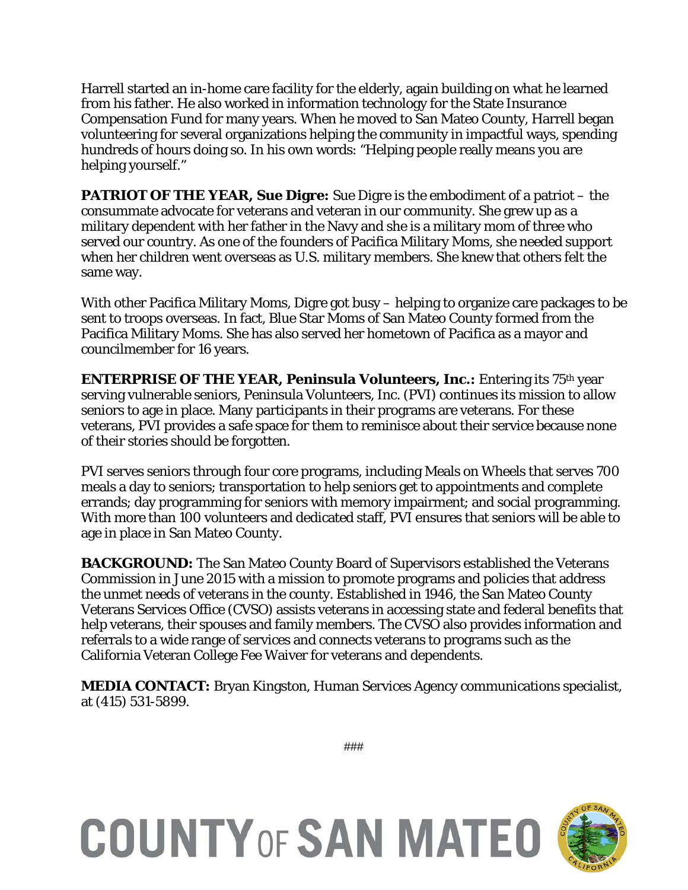Harrell started an in-home care facility for the elderly, again building on what he learned from his father. He also worked in information technology for the State Insurance Compensation Fund for many years. When he moved to San Mateo County, Harrell began volunteering for several organizations helping the community in impactful ways, spending hundreds of hours doing so. In his own words: "Helping people really means you are helping yourself."

**PATRIOT OF THE YEAR, Sue Digre:** Sue Digre is the embodiment of a patriot – the consummate advocate for veterans and veteran in our community. She grew up as a military dependent with her father in the Navy and she is a military mom of three who served our country. As one of the founders of Pacifica Military Moms, she needed support when her children went overseas as U.S. military members. She knew that others felt the same way.

With other Pacifica Military Moms, Digre got busy – helping to organize care packages to be sent to troops overseas. In fact, Blue Star Moms of San Mateo County formed from the Pacifica Military Moms. She has also served her hometown of Pacifica as a mayor and councilmember for 16 years.

**ENTERPRISE OF THE YEAR, Peninsula Volunteers, Inc.:** Entering its 75th year serving vulnerable seniors, Peninsula Volunteers, Inc. (PVI) continues its mission to allow seniors to age in place. Many participants in their programs are veterans. For these veterans, PVI provides a safe space for them to reminisce about their service because none of their stories should be forgotten.

PVI serves seniors through four core programs, including Meals on Wheels that serves 700 meals a day to seniors; transportation to help seniors get to appointments and complete errands; day programming for seniors with memory impairment; and social programming. With more than 100 volunteers and dedicated staff, PVI ensures that seniors will be able to age in place in San Mateo County.

**BACKGROUND:** The San Mateo County Board of Supervisors established the Veterans Commission in June 2015 with a mission to promote programs and policies that address the unmet needs of veterans in the county. Established in 1946, the San Mateo County Veterans Services Office (CVSO) assists veterans in accessing state and federal benefits that help veterans, their spouses and family members. The CVSO also provides information and referrals to a wide range of services and connects veterans to programs such as the California Veteran College Fee Waiver for veterans and dependents.

**MEDIA CONTACT:** Bryan Kingston, Human Services Agency communications specialist, at (415) 531-5899.

###

COUNTY OF SAN MATEO